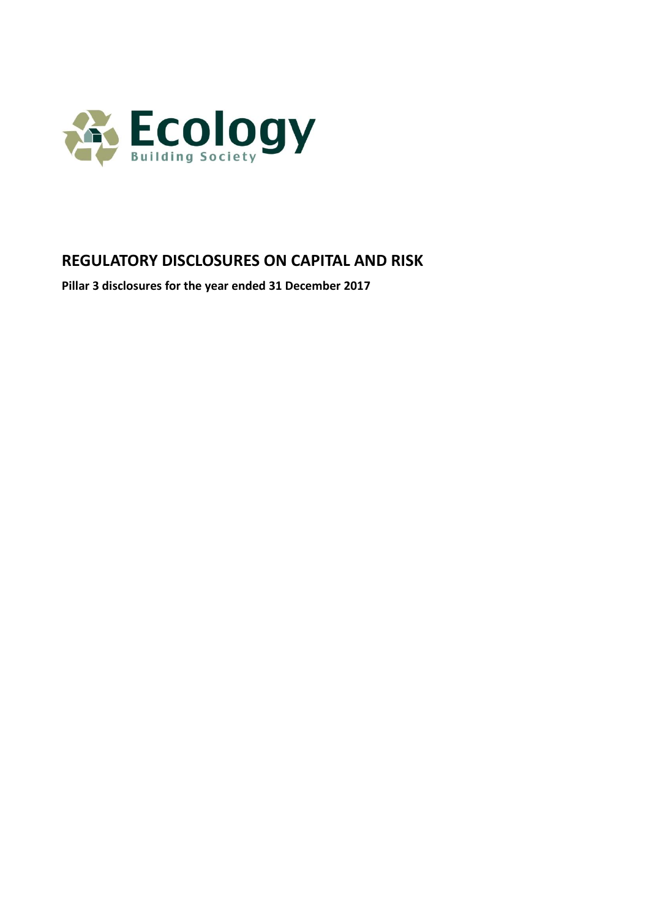Ecology

Building Society

# REGULATORY DISCLOSURES ON CAPITAL AND RISK

**Pillar 3 disclosures for the year ended 31 December 2017**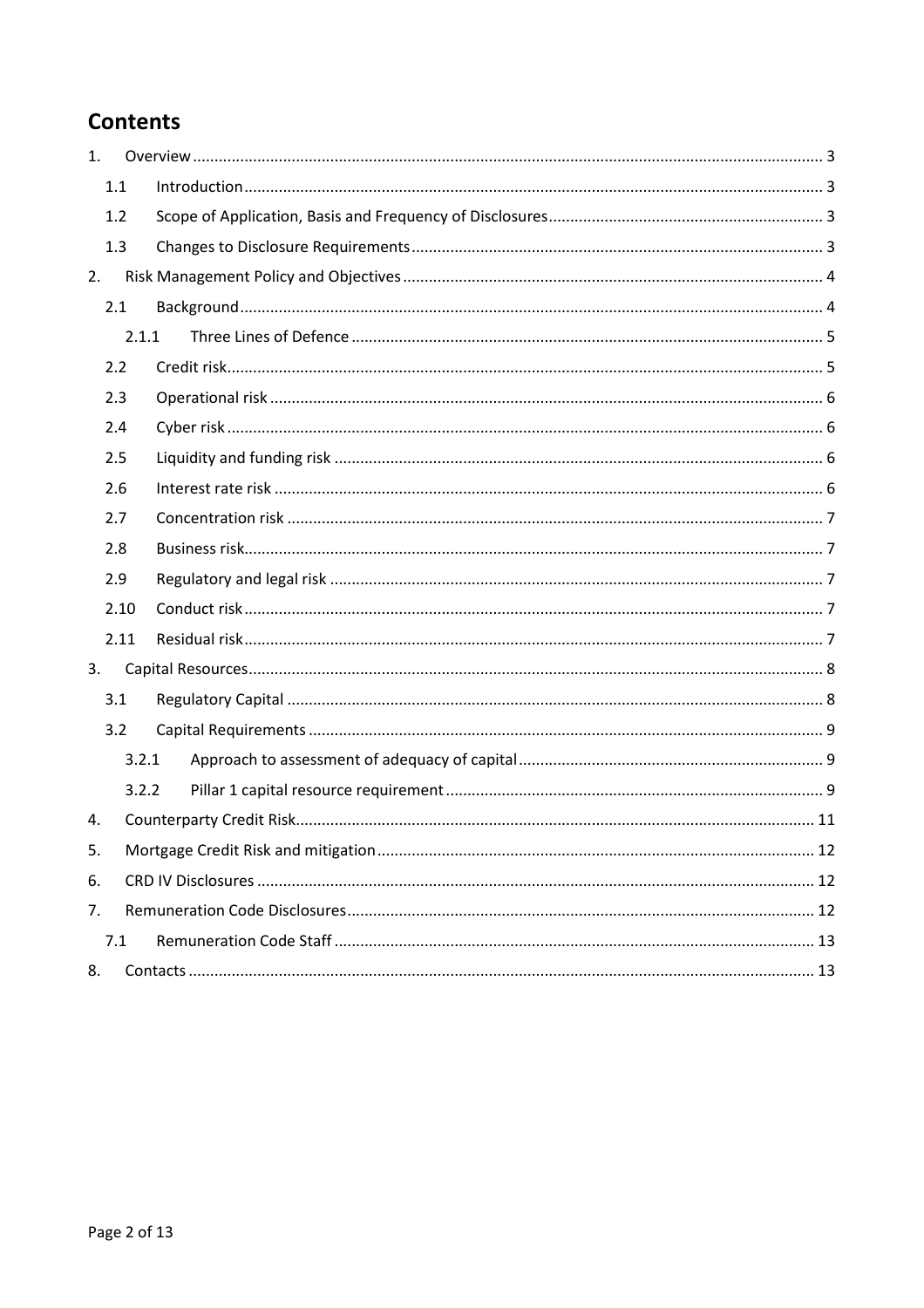# Contents

1. Overview ..... 3
   - 1.1 Introduction ..... 3
   - 1.2 Scope of Application, Basis and Frequency of Disclosures ..... 3
   - 1.3 Changes to Disclosure Requirements ..... 3
2. Risk Management Policy and Objectives ..... 4
   - 2.1 Background ..... 4
     - 2.1.1 Three Lines of Defence ..... 5
   - 2.2 Credit risk ..... 5
   - 2.3 Operational risk ..... 6
   - 2.4 Cyber risk ..... 6
   - 2.5 Liquidity and funding risk ..... 6
   - 2.6 Interest rate risk ..... 6
   - 2.7 Concentration risk ..... 7
   - 2.8 Business risk ..... 7
   - 2.9 Regulatory and legal risk ..... 7
   - 2.10 Conduct risk ..... 7
   - 2.11 Residual risk ..... 7
3. Capital Resources ..... 8
   - 3.1 Regulatory Capital ..... 8
   - 3.2 Capital Requirements ..... 9
     - 3.2.1 Approach to assessment of adequacy of capital ..... 9
     - 3.2.2 Pillar 1 capital resource requirement ..... 9
4. Counterparty Credit Risk ..... 11
5. Mortgage Credit Risk and mitigation ..... 12
6. CRD IV Disclosures ..... 12
7. Remuneration Code Disclosures ..... 12
   - 7.1 Remuneration Code Staff ..... 13
8. Contacts ..... 13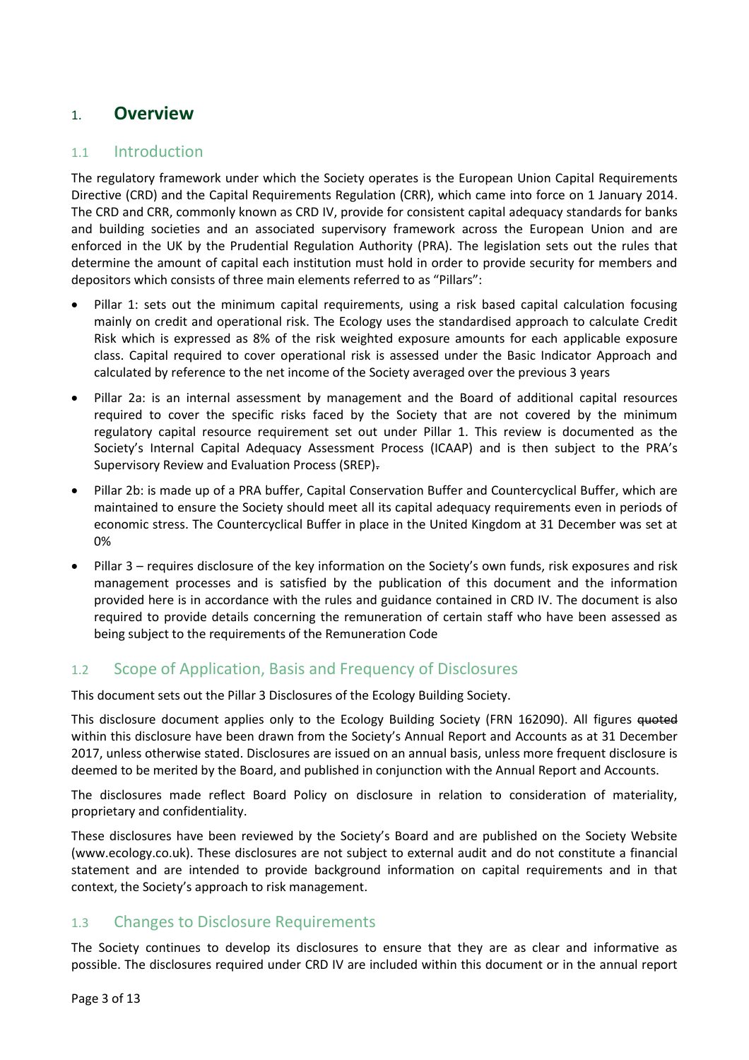# 1. Overview

## 1.1 Introduction

The regulatory framework under which the Society operates is the European Union Capital Requirements Directive (CRD) and the Capital Requirements Regulation (CRR), which came into force on 1 January 2014. The CRD and CRR, commonly known as CRD IV, provide for consistent capital adequacy standards for banks and building societies and an associated supervisory framework across the European Union and are enforced in the UK by the Prudential Regulation Authority (PRA). The legislation sets out the rules that determine the amount of capital each institution must hold in order to provide security for members and depositors which consists of three main elements referred to as "Pillars":

- Pillar 1: sets out the minimum capital requirements, using a risk based capital calculation focusing mainly on credit and operational risk. The Ecology uses the standardised approach to calculate Credit Risk which is expressed as 8% of the risk weighted exposure amounts for each applicable exposure class. Capital required to cover operational risk is assessed under the Basic Indicator Approach and calculated by reference to the net income of the Society averaged over the previous 3 years
- Pillar 2a: is an internal assessment by management and the Board of additional capital resources required to cover the specific risks faced by the Society that are not covered by the minimum regulatory capital resource requirement set out under Pillar 1. This review is documented as the Society's Internal Capital Adequacy Assessment Process (ICAAP) and is then subject to the PRA's Supervisory Review and Evaluation Process (SREP).
- Pillar 2b: is made up of a PRA buffer, Capital Conservation Buffer and Countercyclical Buffer, which are maintained to ensure the Society should meet all its capital adequacy requirements even in periods of economic stress. The Countercyclical Buffer in place in the United Kingdom at 31 December was set at 0%
- Pillar 3 – requires disclosure of the key information on the Society's own funds, risk exposures and risk management processes and is satisfied by the publication of this document and the information provided here is in accordance with the rules and guidance contained in CRD IV. The document is also required to provide details concerning the remuneration of certain staff who have been assessed as being subject to the requirements of the Remuneration Code

## 1.2 Scope of Application, Basis and Frequency of Disclosures

This document sets out the Pillar 3 Disclosures of the Ecology Building Society.

This disclosure document applies only to the Ecology Building Society (FRN 162090). All figures ~~quoted~~ within this disclosure have been drawn from the Society's Annual Report and Accounts as at 31 December 2017, unless otherwise stated. Disclosures are issued on an annual basis, unless more frequent disclosure is deemed to be merited by the Board, and published in conjunction with the Annual Report and Accounts.

The disclosures made reflect Board Policy on disclosure in relation to consideration of materiality, proprietary and confidentiality.

These disclosures have been reviewed by the Society's Board and are published on the Society Website (www.ecology.co.uk). These disclosures are not subject to external audit and do not constitute a financial statement and are intended to provide background information on capital requirements and in that context, the Society's approach to risk management.

## 1.3 Changes to Disclosure Requirements

The Society continues to develop its disclosures to ensure that they are as clear and informative as possible. The disclosures required under CRD IV are included within this document or in the annual report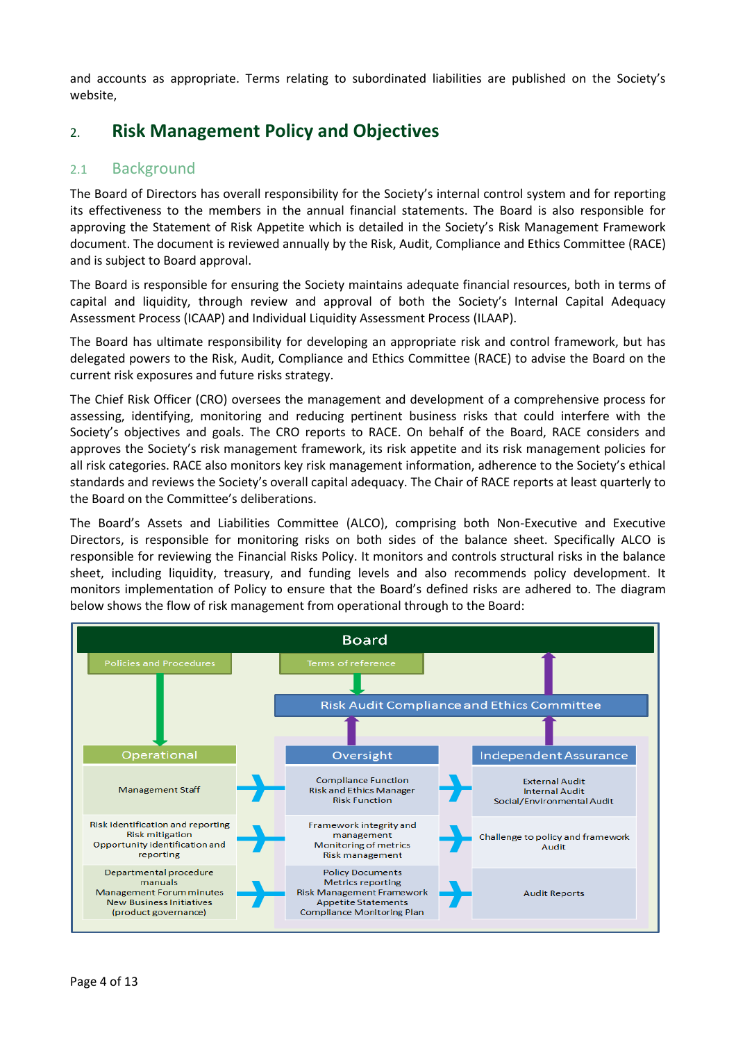and accounts as appropriate. Terms relating to subordinated liabilities are published on the Society's website,

## 2. Risk Management Policy and Objectives

### 2.1 Background

The Board of Directors has overall responsibility for the Society's internal control system and for reporting its effectiveness to the members in the annual financial statements. The Board is also responsible for approving the Statement of Risk Appetite which is detailed in the Society's Risk Management Framework document. The document is reviewed annually by the Risk, Audit, Compliance and Ethics Committee (RACE) and is subject to Board approval.

The Board is responsible for ensuring the Society maintains adequate financial resources, both in terms of capital and liquidity, through review and approval of both the Society's Internal Capital Adequacy Assessment Process (ICAAP) and Individual Liquidity Assessment Process (ILAAP).

The Board has ultimate responsibility for developing an appropriate risk and control framework, but has delegated powers to the Risk, Audit, Compliance and Ethics Committee (RACE) to advise the Board on the current risk exposures and future risks strategy.

The Chief Risk Officer (CRO) oversees the management and development of a comprehensive process for assessing, identifying, monitoring and reducing pertinent business risks that could interfere with the Society's objectives and goals. The CRO reports to RACE. On behalf of the Board, RACE considers and approves the Society's risk management framework, its risk appetite and its risk management policies for all risk categories. RACE also monitors key risk management information, adherence to the Society's ethical standards and reviews the Society's overall capital adequacy. The Chair of RACE reports at least quarterly to the Board on the Committee's deliberations.

The Board's Assets and Liabilities Committee (ALCO), comprising both Non-Executive and Executive Directors, is responsible for monitoring risks on both sides of the balance sheet. Specifically ALCO is responsible for reviewing the Financial Risks Policy. It monitors and controls structural risks in the balance sheet, including liquidity, treasury, and funding levels and also recommends policy development. It monitors implementation of Policy to ensure that the Board's defined risks are adhered to. The diagram below shows the flow of risk management from operational through to the Board:

**Board**

Policies and Procedures → Operational

Terms of reference → Risk Audit Compliance and Ethics Committee

Oversight → Risk Audit Compliance and Ethics Committee → Board

Independent Assurance → Risk Audit Compliance and Ethics Committee → Board

| Operational | | Oversight | | Independent Assurance |
|---|---|---|---|---|
| Management Staff | → | Compliance Function<br>Risk and Ethics Manager<br>Risk Function | → | External Audit<br>Internal Audit<br>Social/Environmental Audit |
| Risk identification and reporting<br>Risk mitigation<br>Opportunity identification and reporting | → | Framework integrity and management<br>Monitoring of metrics<br>Risk management | → | Challenge to policy and framework<br>Audit |
| Departmental procedure manuals<br>Management Forum minutes<br>New Business Initiatives (product governance) | → | Policy Documents<br>Metrics reporting<br>Risk Management Framework<br>Appetite Statements<br>Compliance Monitoring Plan | → | Audit Reports |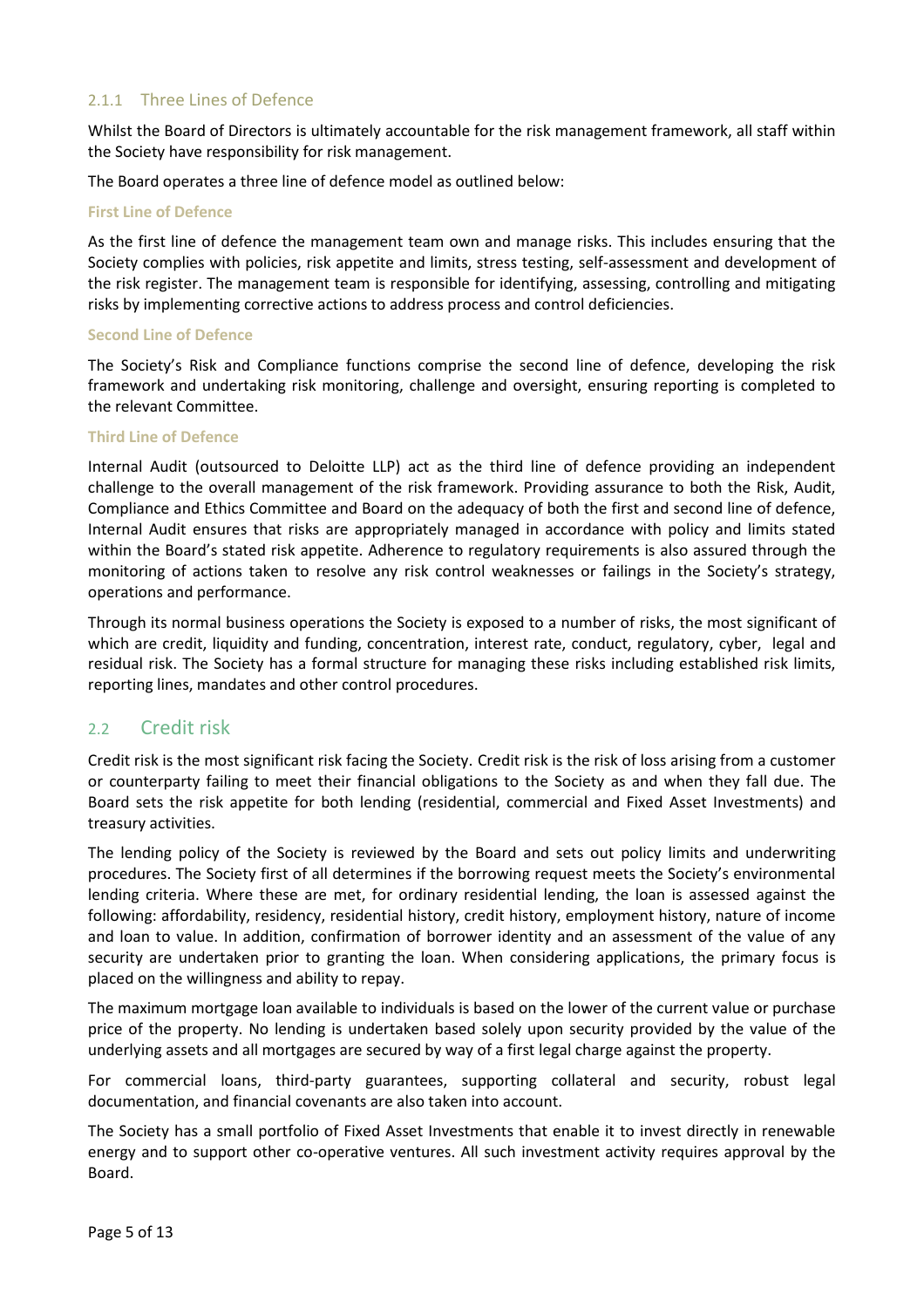### 2.1.1 Three Lines of Defence

Whilst the Board of Directors is ultimately accountable for the risk management framework, all staff within the Society have responsibility for risk management.

The Board operates a three line of defence model as outlined below:

#### First Line of Defence

As the first line of defence the management team own and manage risks. This includes ensuring that the Society complies with policies, risk appetite and limits, stress testing, self-assessment and development of the risk register. The management team is responsible for identifying, assessing, controlling and mitigating risks by implementing corrective actions to address process and control deficiencies.

#### Second Line of Defence

The Society's Risk and Compliance functions comprise the second line of defence, developing the risk framework and undertaking risk monitoring, challenge and oversight, ensuring reporting is completed to the relevant Committee.

#### Third Line of Defence

Internal Audit (outsourced to Deloitte LLP) act as the third line of defence providing an independent challenge to the overall management of the risk framework. Providing assurance to both the Risk, Audit, Compliance and Ethics Committee and Board on the adequacy of both the first and second line of defence, Internal Audit ensures that risks are appropriately managed in accordance with policy and limits stated within the Board's stated risk appetite. Adherence to regulatory requirements is also assured through the monitoring of actions taken to resolve any risk control weaknesses or failings in the Society's strategy, operations and performance.

Through its normal business operations the Society is exposed to a number of risks, the most significant of which are credit, liquidity and funding, concentration, interest rate, conduct, regulatory, cyber, legal and residual risk. The Society has a formal structure for managing these risks including established risk limits, reporting lines, mandates and other control procedures.

## 2.2 Credit risk

Credit risk is the most significant risk facing the Society. Credit risk is the risk of loss arising from a customer or counterparty failing to meet their financial obligations to the Society as and when they fall due. The Board sets the risk appetite for both lending (residential, commercial and Fixed Asset Investments) and treasury activities.

The lending policy of the Society is reviewed by the Board and sets out policy limits and underwriting procedures. The Society first of all determines if the borrowing request meets the Society's environmental lending criteria. Where these are met, for ordinary residential lending, the loan is assessed against the following: affordability, residency, residential history, credit history, employment history, nature of income and loan to value. In addition, confirmation of borrower identity and an assessment of the value of any security are undertaken prior to granting the loan. When considering applications, the primary focus is placed on the willingness and ability to repay.

The maximum mortgage loan available to individuals is based on the lower of the current value or purchase price of the property. No lending is undertaken based solely upon security provided by the value of the underlying assets and all mortgages are secured by way of a first legal charge against the property.

For commercial loans, third-party guarantees, supporting collateral and security, robust legal documentation, and financial covenants are also taken into account.

The Society has a small portfolio of Fixed Asset Investments that enable it to invest directly in renewable energy and to support other co-operative ventures. All such investment activity requires approval by the Board.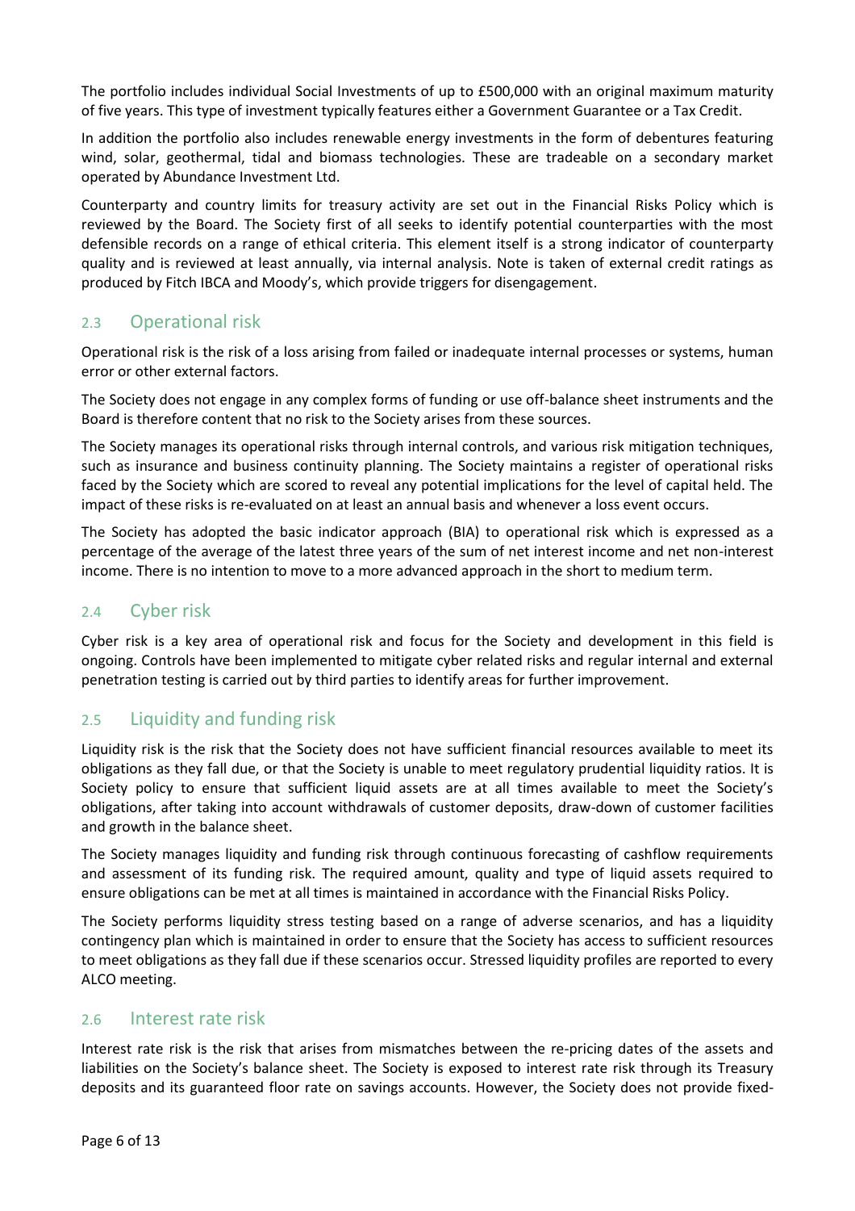The portfolio includes individual Social Investments of up to £500,000 with an original maximum maturity of five years. This type of investment typically features either a Government Guarantee or a Tax Credit.

In addition the portfolio also includes renewable energy investments in the form of debentures featuring wind, solar, geothermal, tidal and biomass technologies. These are tradeable on a secondary market operated by Abundance Investment Ltd.

Counterparty and country limits for treasury activity are set out in the Financial Risks Policy which is reviewed by the Board. The Society first of all seeks to identify potential counterparties with the most defensible records on a range of ethical criteria. This element itself is a strong indicator of counterparty quality and is reviewed at least annually, via internal analysis. Note is taken of external credit ratings as produced by Fitch IBCA and Moody's, which provide triggers for disengagement.

## 2.3 Operational risk

Operational risk is the risk of a loss arising from failed or inadequate internal processes or systems, human error or other external factors.

The Society does not engage in any complex forms of funding or use off-balance sheet instruments and the Board is therefore content that no risk to the Society arises from these sources.

The Society manages its operational risks through internal controls, and various risk mitigation techniques, such as insurance and business continuity planning. The Society maintains a register of operational risks faced by the Society which are scored to reveal any potential implications for the level of capital held. The impact of these risks is re-evaluated on at least an annual basis and whenever a loss event occurs.

The Society has adopted the basic indicator approach (BIA) to operational risk which is expressed as a percentage of the average of the latest three years of the sum of net interest income and net non-interest income. There is no intention to move to a more advanced approach in the short to medium term.

## 2.4 Cyber risk

Cyber risk is a key area of operational risk and focus for the Society and development in this field is ongoing. Controls have been implemented to mitigate cyber related risks and regular internal and external penetration testing is carried out by third parties to identify areas for further improvement.

## 2.5 Liquidity and funding risk

Liquidity risk is the risk that the Society does not have sufficient financial resources available to meet its obligations as they fall due, or that the Society is unable to meet regulatory prudential liquidity ratios. It is Society policy to ensure that sufficient liquid assets are at all times available to meet the Society's obligations, after taking into account withdrawals of customer deposits, draw-down of customer facilities and growth in the balance sheet.

The Society manages liquidity and funding risk through continuous forecasting of cashflow requirements and assessment of its funding risk. The required amount, quality and type of liquid assets required to ensure obligations can be met at all times is maintained in accordance with the Financial Risks Policy.

The Society performs liquidity stress testing based on a range of adverse scenarios, and has a liquidity contingency plan which is maintained in order to ensure that the Society has access to sufficient resources to meet obligations as they fall due if these scenarios occur. Stressed liquidity profiles are reported to every ALCO meeting.

## 2.6 Interest rate risk

Interest rate risk is the risk that arises from mismatches between the re-pricing dates of the assets and liabilities on the Society's balance sheet. The Society is exposed to interest rate risk through its Treasury deposits and its guaranteed floor rate on savings accounts. However, the Society does not provide fixed-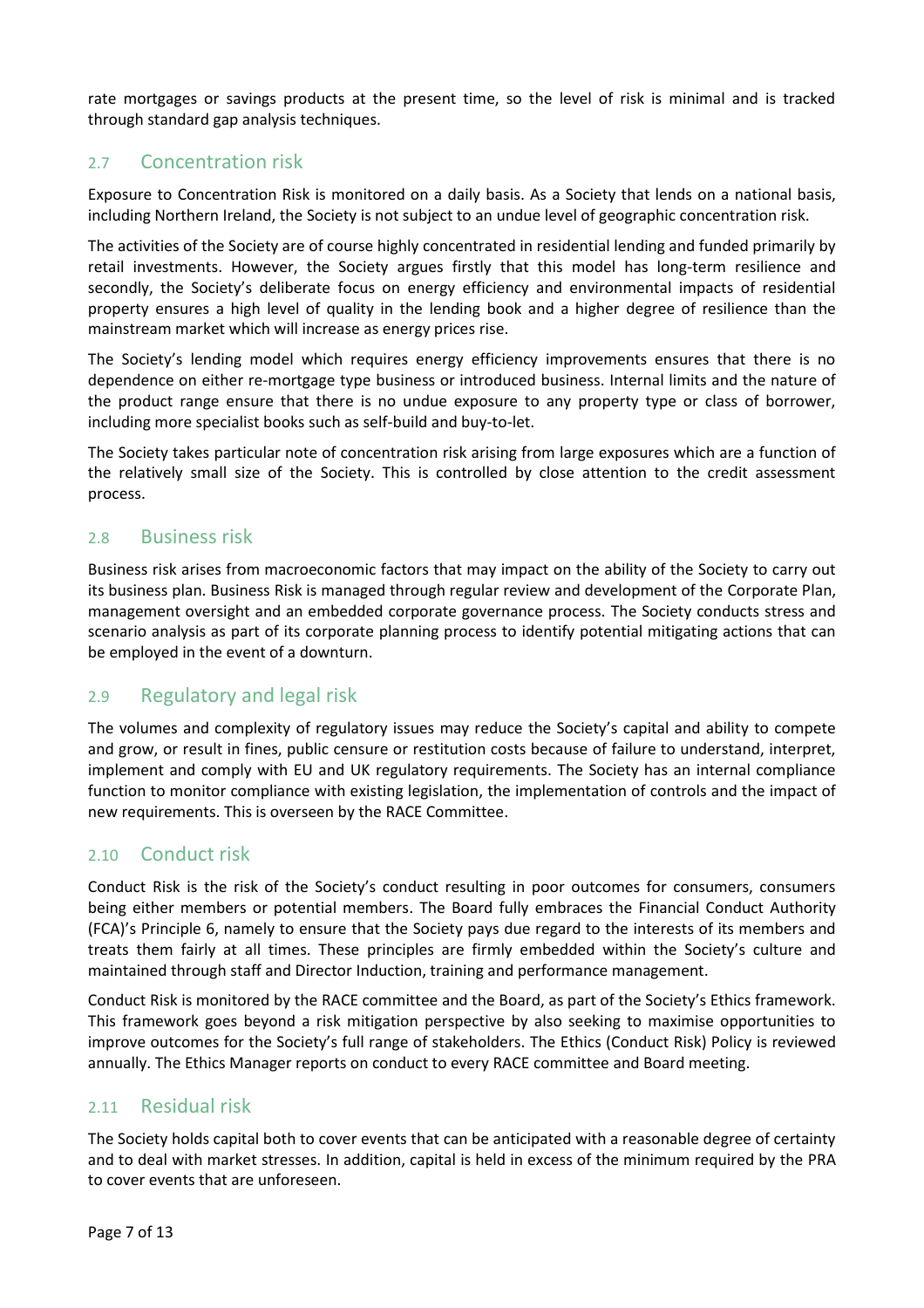rate mortgages or savings products at the present time, so the level of risk is minimal and is tracked through standard gap analysis techniques.

## 2.7 Concentration risk

Exposure to Concentration Risk is monitored on a daily basis. As a Society that lends on a national basis, including Northern Ireland, the Society is not subject to an undue level of geographic concentration risk.

The activities of the Society are of course highly concentrated in residential lending and funded primarily by retail investments. However, the Society argues firstly that this model has long-term resilience and secondly, the Society's deliberate focus on energy efficiency and environmental impacts of residential property ensures a high level of quality in the lending book and a higher degree of resilience than the mainstream market which will increase as energy prices rise.

The Society's lending model which requires energy efficiency improvements ensures that there is no dependence on either re-mortgage type business or introduced business. Internal limits and the nature of the product range ensure that there is no undue exposure to any property type or class of borrower, including more specialist books such as self-build and buy-to-let.

The Society takes particular note of concentration risk arising from large exposures which are a function of the relatively small size of the Society. This is controlled by close attention to the credit assessment process.

## 2.8 Business risk

Business risk arises from macroeconomic factors that may impact on the ability of the Society to carry out its business plan. Business Risk is managed through regular review and development of the Corporate Plan, management oversight and an embedded corporate governance process. The Society conducts stress and scenario analysis as part of its corporate planning process to identify potential mitigating actions that can be employed in the event of a downturn.

## 2.9 Regulatory and legal risk

The volumes and complexity of regulatory issues may reduce the Society's capital and ability to compete and grow, or result in fines, public censure or restitution costs because of failure to understand, interpret, implement and comply with EU and UK regulatory requirements. The Society has an internal compliance function to monitor compliance with existing legislation, the implementation of controls and the impact of new requirements. This is overseen by the RACE Committee.

## 2.10 Conduct risk

Conduct Risk is the risk of the Society's conduct resulting in poor outcomes for consumers, consumers being either members or potential members. The Board fully embraces the Financial Conduct Authority (FCA)'s Principle 6, namely to ensure that the Society pays due regard to the interests of its members and treats them fairly at all times. These principles are firmly embedded within the Society's culture and maintained through staff and Director Induction, training and performance management.

Conduct Risk is monitored by the RACE committee and the Board, as part of the Society's Ethics framework. This framework goes beyond a risk mitigation perspective by also seeking to maximise opportunities to improve outcomes for the Society's full range of stakeholders. The Ethics (Conduct Risk) Policy is reviewed annually. The Ethics Manager reports on conduct to every RACE committee and Board meeting.

## 2.11 Residual risk

The Society holds capital both to cover events that can be anticipated with a reasonable degree of certainty and to deal with market stresses. In addition, capital is held in excess of the minimum required by the PRA to cover events that are unforeseen.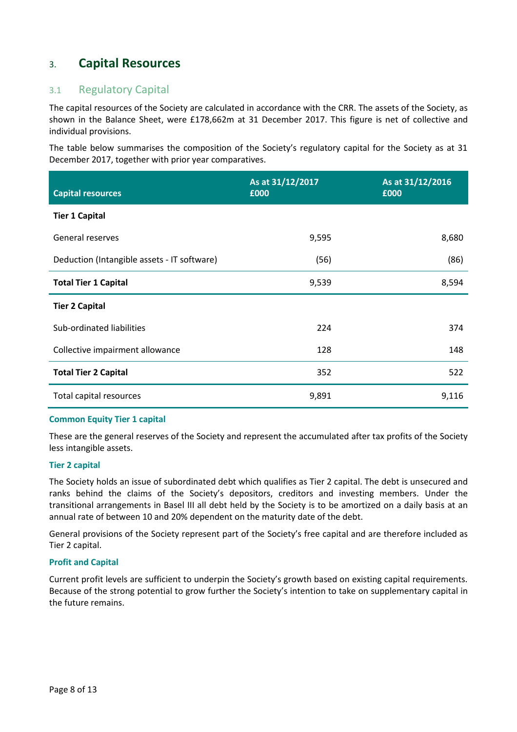# 3. Capital Resources

## 3.1 Regulatory Capital

The capital resources of the Society are calculated in accordance with the CRR. The assets of the Society, as shown in the Balance Sheet, were £178,662m at 31 December 2017. This figure is net of collective and individual provisions.

The table below summarises the composition of the Society's regulatory capital for the Society as at 31 December 2017, together with prior year comparatives.

| Capital resources | As at 31/12/2017 £000 | As at 31/12/2016 £000 |
|---|---|---|
| **Tier 1 Capital** | | |
| General reserves | 9,595 | 8,680 |
| Deduction (Intangible assets - IT software) | (56) | (86) |
| **Total Tier 1 Capital** | 9,539 | 8,594 |
| **Tier 2 Capital** | | |
| Sub-ordinated liabilities | 224 | 374 |
| Collective impairment allowance | 128 | 148 |
| **Total Tier 2 Capital** | 352 | 522 |
| Total capital resources | 9,891 | 9,116 |

### Common Equity Tier 1 capital

These are the general reserves of the Society and represent the accumulated after tax profits of the Society less intangible assets.

### Tier 2 capital

The Society holds an issue of subordinated debt which qualifies as Tier 2 capital. The debt is unsecured and ranks behind the claims of the Society's depositors, creditors and investing members. Under the transitional arrangements in Basel III all debt held by the Society is to be amortized on a daily basis at an annual rate of between 10 and 20% dependent on the maturity date of the debt.

General provisions of the Society represent part of the Society's free capital and are therefore included as Tier 2 capital.

### Profit and Capital

Current profit levels are sufficient to underpin the Society's growth based on existing capital requirements. Because of the strong potential to grow further the Society's intention to take on supplementary capital in the future remains.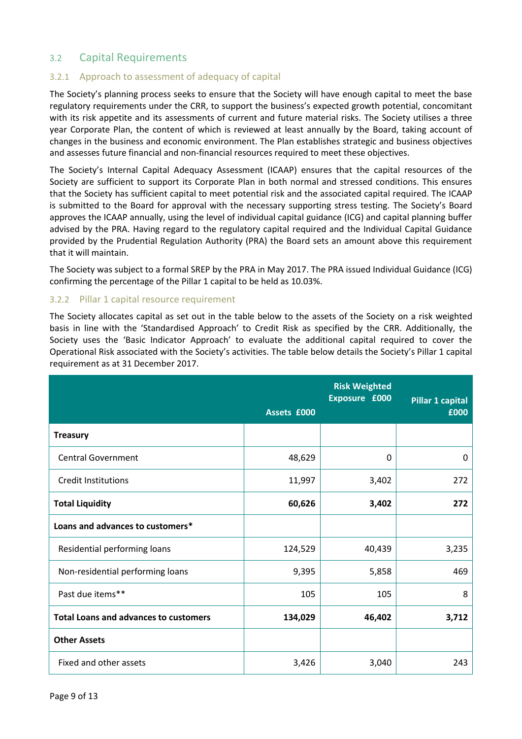## 3.2 Capital Requirements

### 3.2.1 Approach to assessment of adequacy of capital

The Society's planning process seeks to ensure that the Society will have enough capital to meet the base regulatory requirements under the CRR, to support the business's expected growth potential, concomitant with its risk appetite and its assessments of current and future material risks. The Society utilises a three year Corporate Plan, the content of which is reviewed at least annually by the Board, taking account of changes in the business and economic environment. The Plan establishes strategic and business objectives and assesses future financial and non-financial resources required to meet these objectives.

The Society's Internal Capital Adequacy Assessment (ICAAP) ensures that the capital resources of the Society are sufficient to support its Corporate Plan in both normal and stressed conditions. This ensures that the Society has sufficient capital to meet potential risk and the associated capital required. The ICAAP is submitted to the Board for approval with the necessary supporting stress testing. The Society's Board approves the ICAAP annually, using the level of individual capital guidance (ICG) and capital planning buffer advised by the PRA. Having regard to the regulatory capital required and the Individual Capital Guidance provided by the Prudential Regulation Authority (PRA) the Board sets an amount above this requirement that it will maintain.

The Society was subject to a formal SREP by the PRA in May 2017. The PRA issued Individual Guidance (ICG) confirming the percentage of the Pillar 1 capital to be held as 10.03%.

### 3.2.2 Pillar 1 capital resource requirement

The Society allocates capital as set out in the table below to the assets of the Society on a risk weighted basis in line with the 'Standardised Approach' to Credit Risk as specified by the CRR. Additionally, the Society uses the 'Basic Indicator Approach' to evaluate the additional capital required to cover the Operational Risk associated with the Society's activities. The table below details the Society's Pillar 1 capital requirement as at 31 December 2017.

| | Assets £000 | Risk Weighted Exposure £000 | Pillar 1 capital £000 |
|---|---|---|---|
| **Treasury** | | | |
| Central Government | 48,629 | 0 | 0 |
| Credit Institutions | 11,997 | 3,402 | 272 |
| **Total Liquidity** | **60,626** | **3,402** | **272** |
| **Loans and advances to customers*** | | | |
| Residential performing loans | 124,529 | 40,439 | 3,235 |
| Non-residential performing loans | 9,395 | 5,858 | 469 |
| Past due items** | 105 | 105 | 8 |
| **Total Loans and advances to customers** | **134,029** | **46,402** | **3,712** |
| **Other Assets** | | | |
| Fixed and other assets | 3,426 | 3,040 | 243 |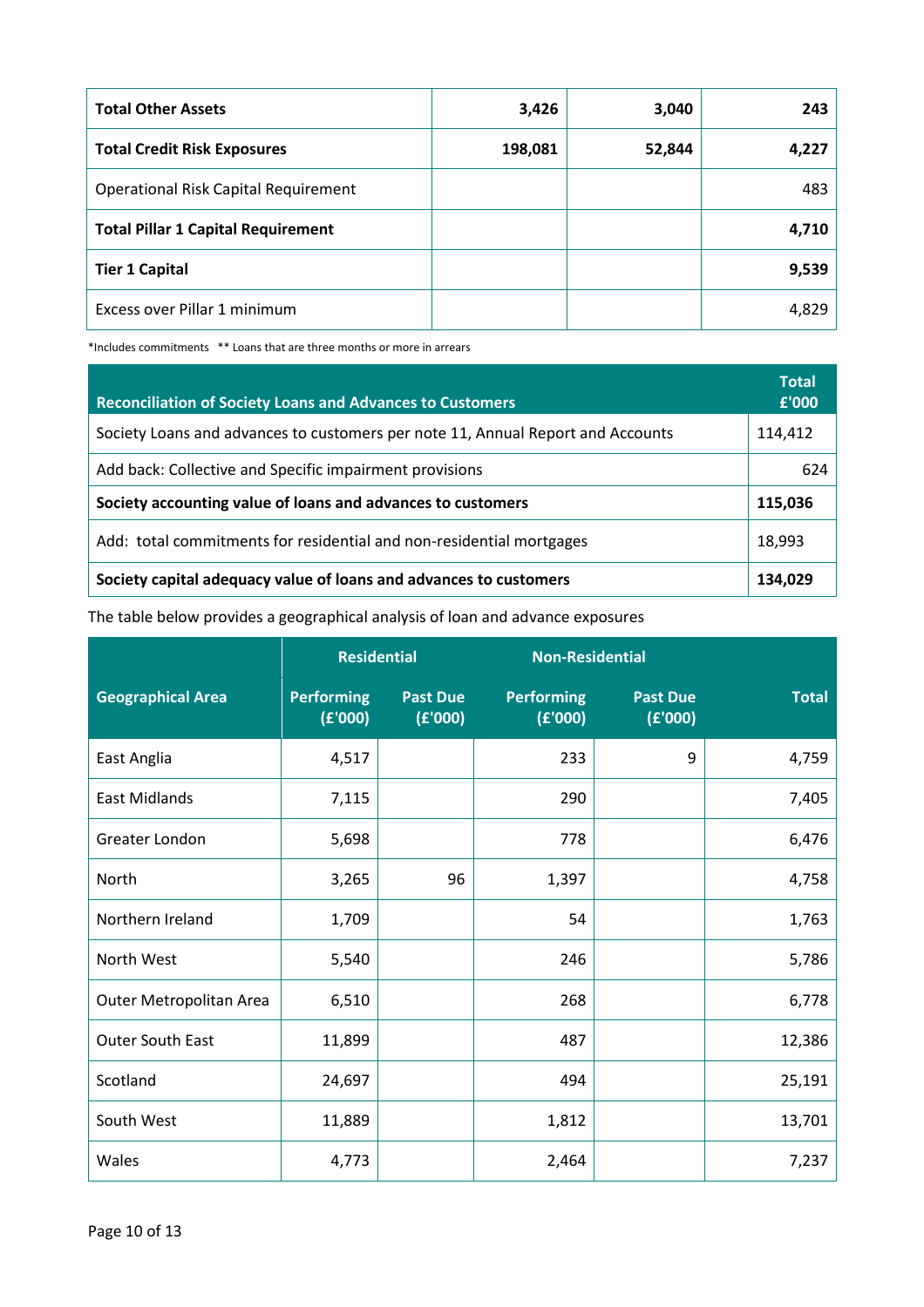| | | | |
|---|---:|---:|---:|
| **Total Other Assets** | **3,426** | **3,040** | **243** |
| **Total Credit Risk Exposures** | **198,081** | **52,844** | **4,227** |
| Operational Risk Capital Requirement | | | 483 |
| **Total Pillar 1 Capital Requirement** | | | **4,710** |
| **Tier 1 Capital** | | | **9,539** |
| Excess over Pillar 1 minimum | | | 4,829 |

*Includes commitments   ** Loans that are three months or more in arrears

| Reconciliation of Society Loans and Advances to Customers | Total £'000 |
|---|---:|
| Society Loans and advances to customers per note 11, Annual Report and Accounts | 114,412 |
| Add back: Collective and Specific impairment provisions | 624 |
| **Society accounting value of loans and advances to customers** | **115,036** |
| Add: total commitments for residential and non-residential mortgages | 18,993 |
| **Society capital adequacy value of loans and advances to customers** | **134,029** |

The table below provides a geographical analysis of loan and advance exposures

| Geographical Area | Residential | | Non-Residential | | Total |
|---|---:|---:|---:|---:|---:|
| | Performing (£'000) | Past Due (£'000) | Performing (£'000) | Past Due (£'000) | |
| East Anglia | 4,517 | | 233 | 9 | 4,759 |
| East Midlands | 7,115 | | 290 | | 7,405 |
| Greater London | 5,698 | | 778 | | 6,476 |
| North | 3,265 | 96 | 1,397 | | 4,758 |
| Northern Ireland | 1,709 | | 54 | | 1,763 |
| North West | 5,540 | | 246 | | 5,786 |
| Outer Metropolitan Area | 6,510 | | 268 | | 6,778 |
| Outer South East | 11,899 | | 487 | | 12,386 |
| Scotland | 24,697 | | 494 | | 25,191 |
| South West | 11,889 | | 1,812 | | 13,701 |
| Wales | 4,773 | | 2,464 | | 7,237 |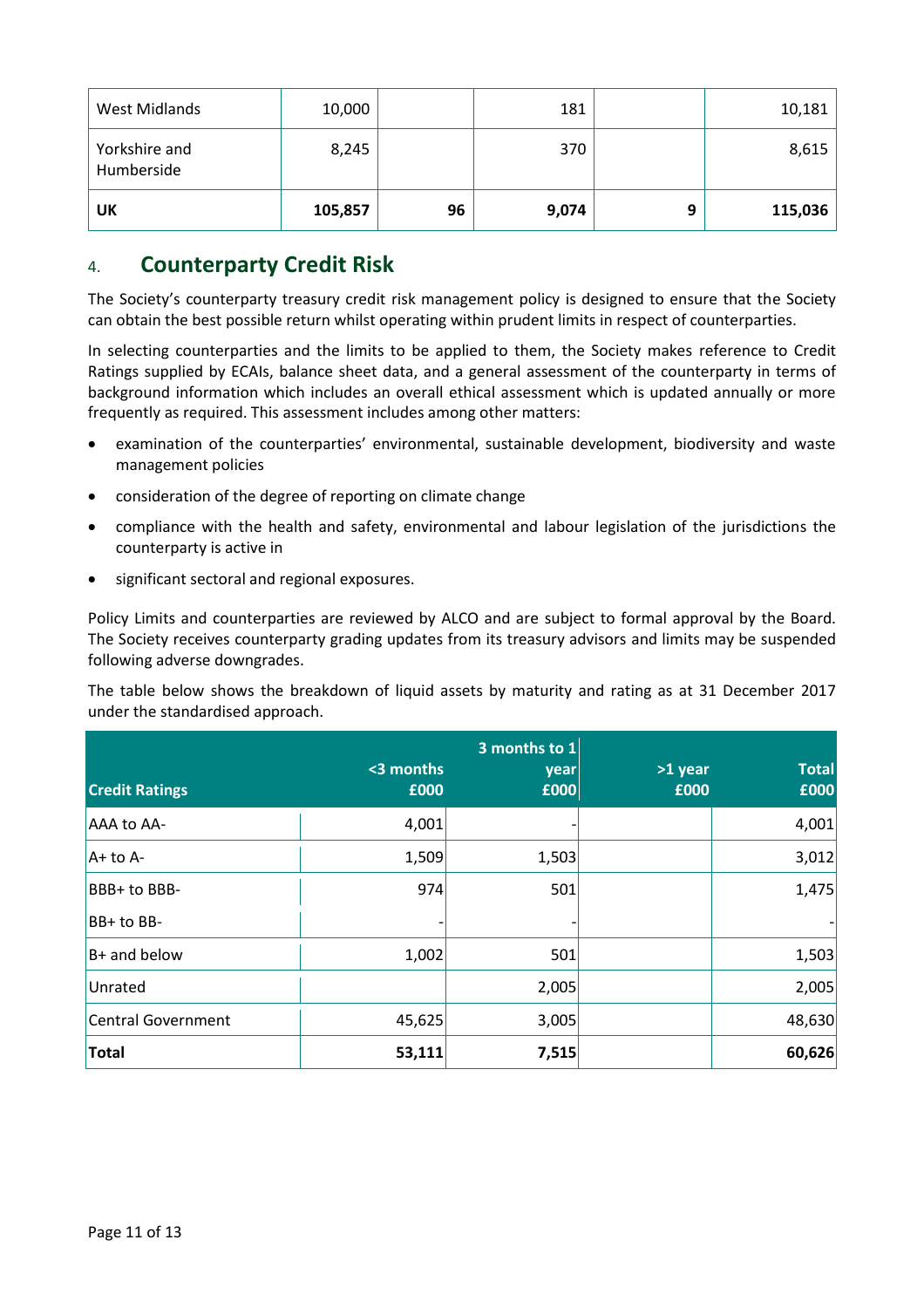| West Midlands | 10,000 | | 181 | | 10,181 |
|---|---|---|---|---|---|
| Yorkshire and Humberside | 8,245 | | 370 | | 8,615 |
| **UK** | **105,857** | **96** | **9,074** | **9** | **115,036** |

## 4. Counterparty Credit Risk

The Society's counterparty treasury credit risk management policy is designed to ensure that the Society can obtain the best possible return whilst operating within prudent limits in respect of counterparties.

In selecting counterparties and the limits to be applied to them, the Society makes reference to Credit Ratings supplied by ECAIs, balance sheet data, and a general assessment of the counterparty in terms of background information which includes an overall ethical assessment which is updated annually or more frequently as required. This assessment includes among other matters:

- examination of the counterparties' environmental, sustainable development, biodiversity and waste management policies
- consideration of the degree of reporting on climate change
- compliance with the health and safety, environmental and labour legislation of the jurisdictions the counterparty is active in
- significant sectoral and regional exposures.

Policy Limits and counterparties are reviewed by ALCO and are subject to formal approval by the Board. The Society receives counterparty grading updates from its treasury advisors and limits may be suspended following adverse downgrades.

The table below shows the breakdown of liquid assets by maturity and rating as at 31 December 2017 under the standardised approach.

| Credit Ratings | <3 months £000 | 3 months to 1 year £000 | >1 year £000 | Total £000 |
|---|---|---|---|---|
| AAA to AA- | 4,001 | - | | 4,001 |
| A+ to A- | 1,509 | 1,503 | | 3,012 |
| BBB+ to BBB- | 974 | 501 | | 1,475 |
| BB+ to BB- | - | - | | - |
| B+ and below | 1,002 | 501 | | 1,503 |
| Unrated | | 2,005 | | 2,005 |
| Central Government | 45,625 | 3,005 | | 48,630 |
| **Total** | **53,111** | **7,515** | | **60,626** |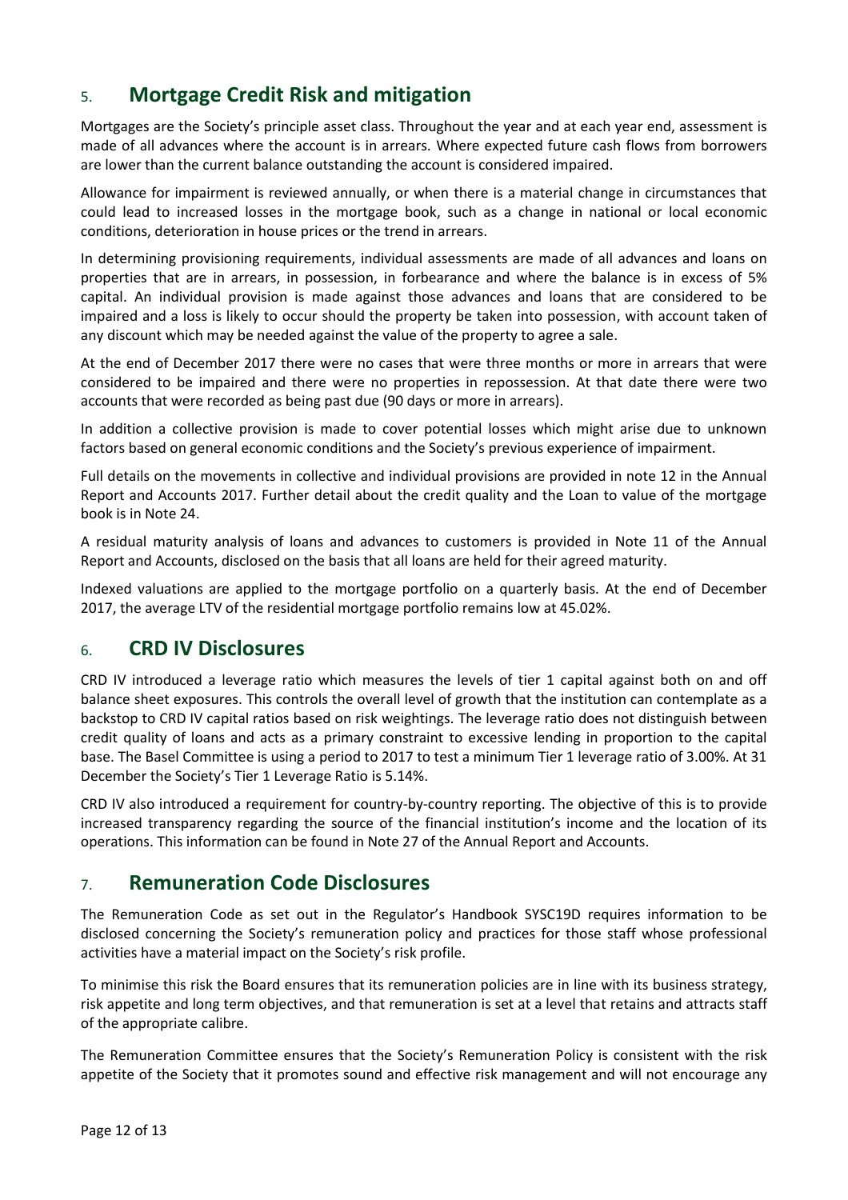## 5. Mortgage Credit Risk and mitigation

Mortgages are the Society's principle asset class. Throughout the year and at each year end, assessment is made of all advances where the account is in arrears. Where expected future cash flows from borrowers are lower than the current balance outstanding the account is considered impaired.

Allowance for impairment is reviewed annually, or when there is a material change in circumstances that could lead to increased losses in the mortgage book, such as a change in national or local economic conditions, deterioration in house prices or the trend in arrears.

In determining provisioning requirements, individual assessments are made of all advances and loans on properties that are in arrears, in possession, in forbearance and where the balance is in excess of 5% capital. An individual provision is made against those advances and loans that are considered to be impaired and a loss is likely to occur should the property be taken into possession, with account taken of any discount which may be needed against the value of the property to agree a sale.

At the end of December 2017 there were no cases that were three months or more in arrears that were considered to be impaired and there were no properties in repossession. At that date there were two accounts that were recorded as being past due (90 days or more in arrears).

In addition a collective provision is made to cover potential losses which might arise due to unknown factors based on general economic conditions and the Society's previous experience of impairment.

Full details on the movements in collective and individual provisions are provided in note 12 in the Annual Report and Accounts 2017. Further detail about the credit quality and the Loan to value of the mortgage book is in Note 24.

A residual maturity analysis of loans and advances to customers is provided in Note 11 of the Annual Report and Accounts, disclosed on the basis that all loans are held for their agreed maturity.

Indexed valuations are applied to the mortgage portfolio on a quarterly basis. At the end of December 2017, the average LTV of the residential mortgage portfolio remains low at 45.02%.

## 6. CRD IV Disclosures

CRD IV introduced a leverage ratio which measures the levels of tier 1 capital against both on and off balance sheet exposures. This controls the overall level of growth that the institution can contemplate as a backstop to CRD IV capital ratios based on risk weightings. The leverage ratio does not distinguish between credit quality of loans and acts as a primary constraint to excessive lending in proportion to the capital base. The Basel Committee is using a period to 2017 to test a minimum Tier 1 leverage ratio of 3.00%. At 31 December the Society's Tier 1 Leverage Ratio is 5.14%.

CRD IV also introduced a requirement for country-by-country reporting. The objective of this is to provide increased transparency regarding the source of the financial institution's income and the location of its operations. This information can be found in Note 27 of the Annual Report and Accounts.

## 7. Remuneration Code Disclosures

The Remuneration Code as set out in the Regulator's Handbook SYSC19D requires information to be disclosed concerning the Society's remuneration policy and practices for those staff whose professional activities have a material impact on the Society's risk profile.

To minimise this risk the Board ensures that its remuneration policies are in line with its business strategy, risk appetite and long term objectives, and that remuneration is set at a level that retains and attracts staff of the appropriate calibre.

The Remuneration Committee ensures that the Society's Remuneration Policy is consistent with the risk appetite of the Society that it promotes sound and effective risk management and will not encourage any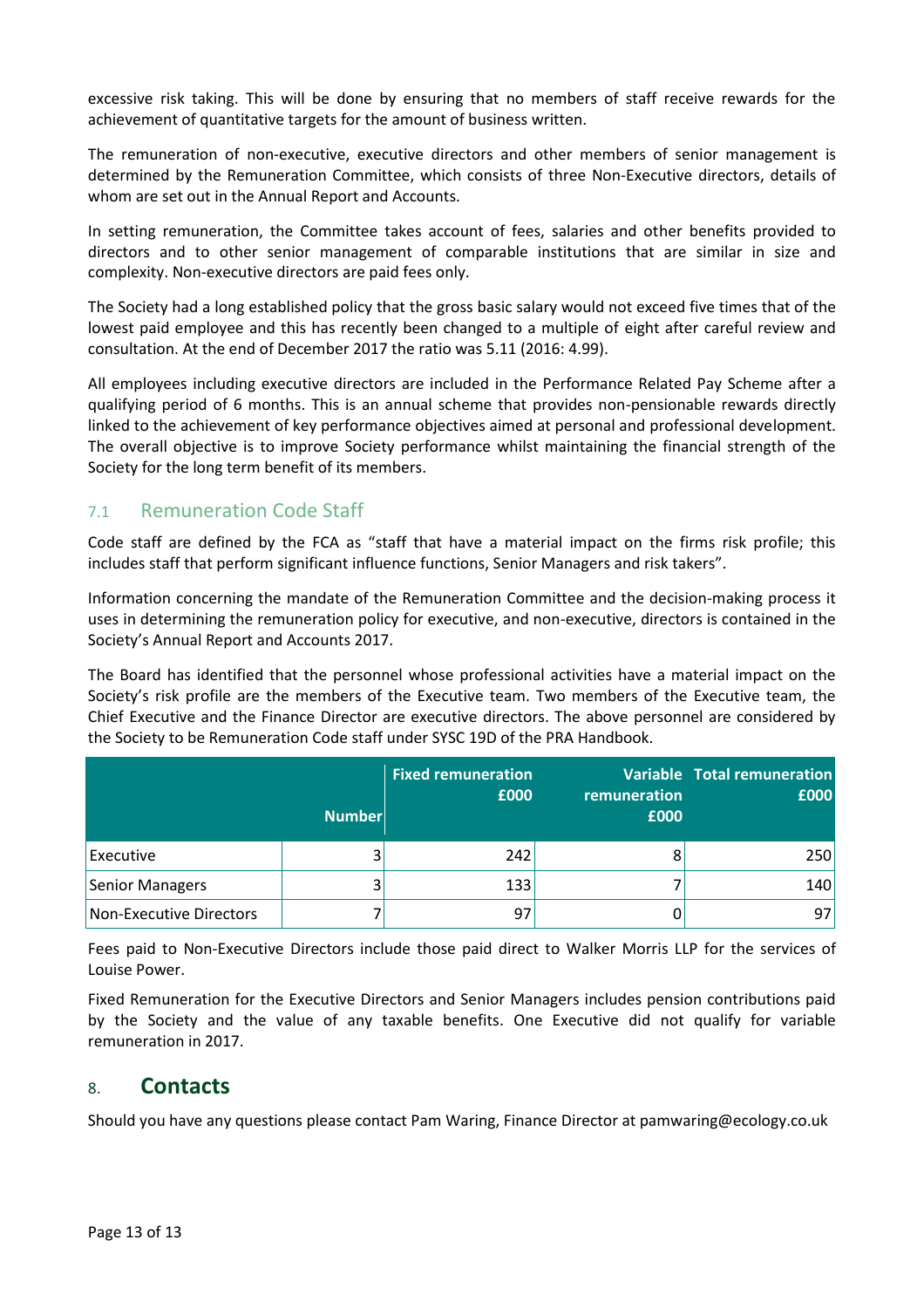excessive risk taking. This will be done by ensuring that no members of staff receive rewards for the achievement of quantitative targets for the amount of business written.

The remuneration of non-executive, executive directors and other members of senior management is determined by the Remuneration Committee, which consists of three Non-Executive directors, details of whom are set out in the Annual Report and Accounts.

In setting remuneration, the Committee takes account of fees, salaries and other benefits provided to directors and to other senior management of comparable institutions that are similar in size and complexity. Non-executive directors are paid fees only.

The Society had a long established policy that the gross basic salary would not exceed five times that of the lowest paid employee and this has recently been changed to a multiple of eight after careful review and consultation. At the end of December 2017 the ratio was 5.11 (2016: 4.99).

All employees including executive directors are included in the Performance Related Pay Scheme after a qualifying period of 6 months. This is an annual scheme that provides non-pensionable rewards directly linked to the achievement of key performance objectives aimed at personal and professional development. The overall objective is to improve Society performance whilst maintaining the financial strength of the Society for the long term benefit of its members.

## 7.1 Remuneration Code Staff

Code staff are defined by the FCA as "staff that have a material impact on the firms risk profile; this includes staff that perform significant influence functions, Senior Managers and risk takers".

Information concerning the mandate of the Remuneration Committee and the decision-making process it uses in determining the remuneration policy for executive, and non-executive, directors is contained in the Society's Annual Report and Accounts 2017.

The Board has identified that the personnel whose professional activities have a material impact on the Society's risk profile are the members of the Executive team. Two members of the Executive team, the Chief Executive and the Finance Director are executive directors. The above personnel are considered by the Society to be Remuneration Code staff under SYSC 19D of the PRA Handbook.

| | Number | Fixed remuneration £000 | Variable remuneration £000 | Total remuneration £000 |
|---|---|---|---|---|
| Executive | 3 | 242 | 8 | 250 |
| Senior Managers | 3 | 133 | 7 | 140 |
| Non-Executive Directors | 7 | 97 | 0 | 97 |

Fees paid to Non-Executive Directors include those paid direct to Walker Morris LLP for the services of Louise Power.

Fixed Remuneration for the Executive Directors and Senior Managers includes pension contributions paid by the Society and the value of any taxable benefits. One Executive did not qualify for variable remuneration in 2017.

# 8. Contacts

Should you have any questions please contact Pam Waring, Finance Director at pamwaring@ecology.co.uk